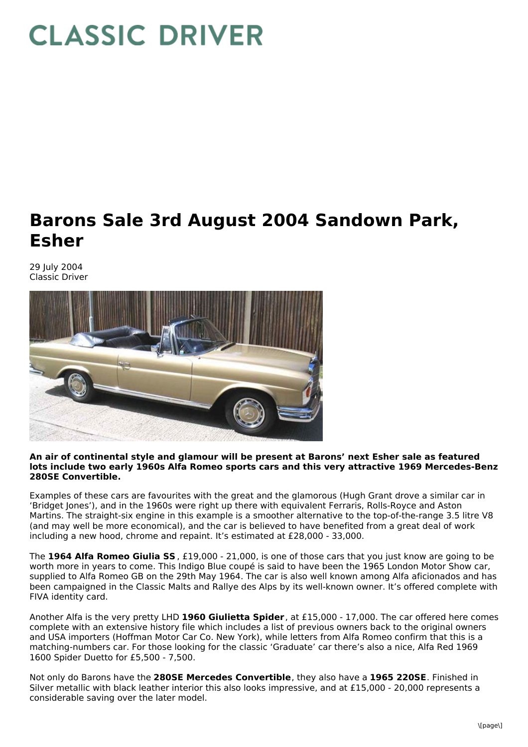# CLASSIC DRIVER

# Barons Sale 3rd August 2004 Sandown Park, Esher

29 July 2004
Classic Driver

**An air of continental style and glamour will be present at Barons' next Esher sale as featured lots include two early 1960s Alfa Romeo sports cars and this very attractive 1969 Mercedes-Benz 280SE Convertible.**

Examples of these cars are favourites with the great and the glamorous (Hugh Grant drove a similar car in 'Bridget Jones'), and in the 1960s were right up there with equivalent Ferraris, Rolls-Royce and Aston Martins. The straight-six engine in this example is a smoother alternative to the top-of-the-range 3.5 litre V8 (and may well be more economical), and the car is believed to have benefited from a great deal of work including a new hood, chrome and repaint. It's estimated at £28,000 - 33,000.

The **1964 Alfa Romeo Giulia SS**, £19,000 - 21,000, is one of those cars that you just know are going to be worth more in years to come. This Indigo Blue coupé is said to have been the 1965 London Motor Show car, supplied to Alfa Romeo GB on the 29th May 1964. The car is also well known among Alfa aficionados and has been campaigned in the Classic Malts and Rallye des Alps by its well-known owner. It's offered complete with FIVA identity card.

Another Alfa is the very pretty LHD **1960 Giulietta Spider**, at £15,000 - 17,000. The car offered here comes complete with an extensive history file which includes a list of previous owners back to the original owners and USA importers (Hoffman Motor Car Co. New York), while letters from Alfa Romeo confirm that this is a matching-numbers car. For those looking for the classic 'Graduate' car there's also a nice, Alfa Red 1969 1600 Spider Duetto for £5,500 - 7,500.

Not only do Barons have the **280SE Mercedes Convertible**, they also have a **1965 220SE**. Finished in Silver metallic with black leather interior this also looks impressive, and at £15,000 - 20,000 represents a considerable saving over the later model.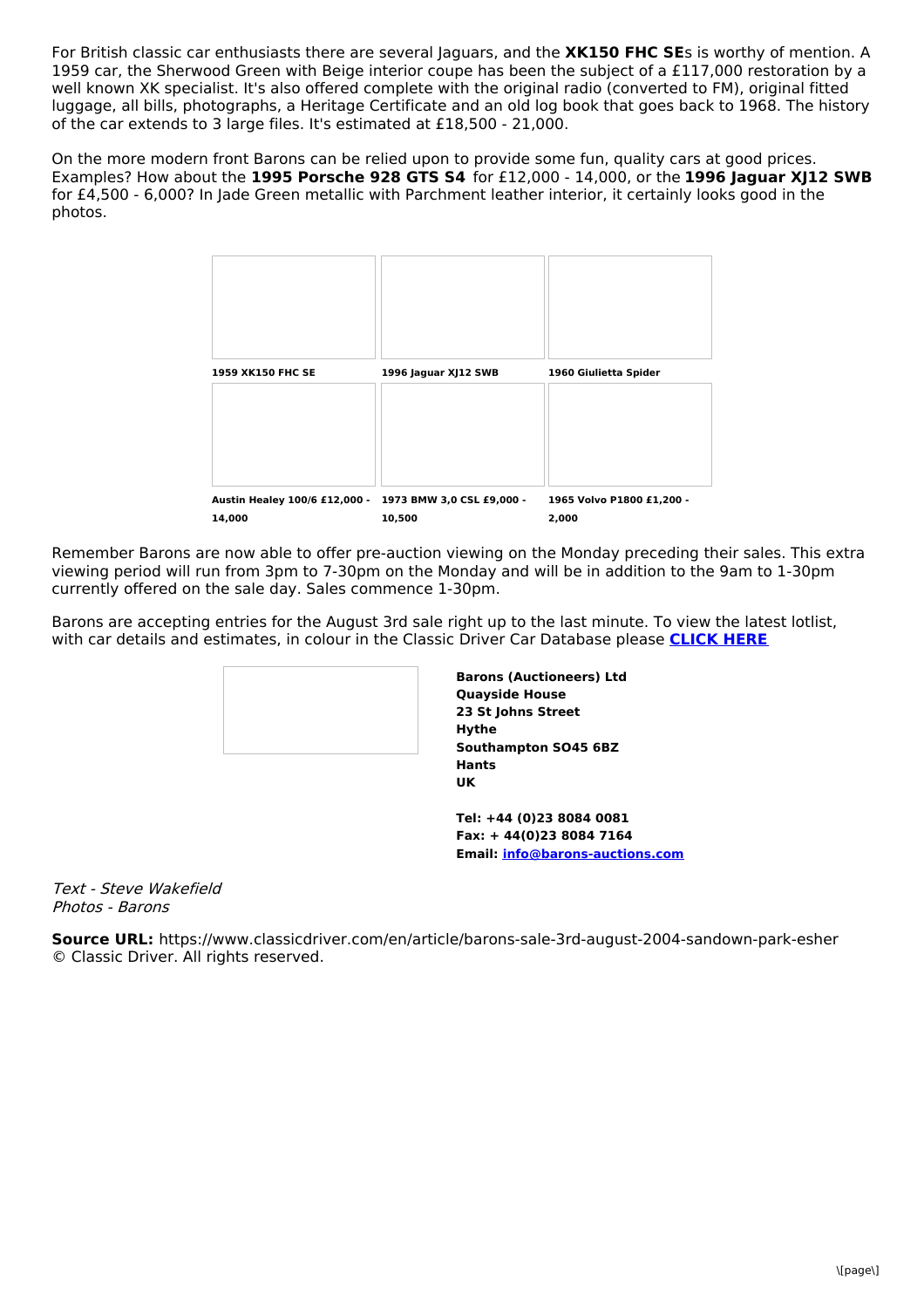For British classic car enthusiasts there are several Jaguars, and the **XK150 FHC SE**s is worthy of mention. A 1959 car, the Sherwood Green with Beige interior coupe has been the subject of a £117,000 restoration by a well known XK specialist. It's also offered complete with the original radio (converted to FM), original fitted luggage, all bills, photographs, a Heritage Certificate and an old log book that goes back to 1968. The history of the car extends to 3 large files. It's estimated at £18,500 - 21,000.

On the more modern front Barons can be relied upon to provide some fun, quality cars at good prices. Examples? How about the **1995 Porsche 928 GTS S4** for £12,000 - 14,000, or the **1996 Jaguar XJ12 SWB** for £4,500 - 6,000? In Jade Green metallic with Parchment leather interior, it certainly looks good in the photos.

**1959 XK150 FHC SE**

**1996 Jaguar XJ12 SWB**

**1960 Giulietta Spider**

**Austin Healey 100/6 £12,000 - 14,000**

**1973 BMW 3,0 CSL £9,000 - 10,500**

**1965 Volvo P1800 £1,200 - 2,000**

Remember Barons are now able to offer pre-auction viewing on the Monday preceding their sales. This extra viewing period will run from 3pm to 7-30pm on the Monday and will be in addition to the 9am to 1-30pm currently offered on the sale day. Sales commence 1-30pm.

Barons are accepting entries for the August 3rd sale right up to the last minute. To view the latest lotlist, with car details and estimates, in colour in the Classic Driver Car Database please **CLICK HERE**

**Barons (Auctioneers) Ltd**
**Quayside House**
**23 St Johns Street**
**Hythe**
**Southampton SO45 6BZ**
**Hants**
**UK**

**Tel: +44 (0)23 8084 0081**
**Fax: + 44(0)23 8084 7164**
**Email: info@barons-auctions.com**

*Text - Steve Wakefield*
*Photos - Barons*

**Source URL:** https://www.classicdriver.com/en/article/barons-sale-3rd-august-2004-sandown-park-esher
© Classic Driver. All rights reserved.